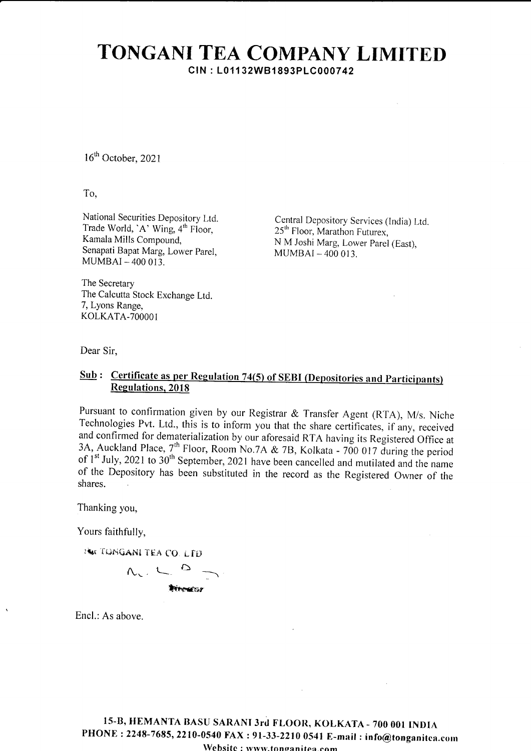# TONGANI TEA COMPANY LIMITED

**CIN : L01132WB1893PLC000742**

16th October, 2021

To,

National Securities Depository Ltd.
Trade World, 'A' Wing, 4th Floor,
Kamala Mills Compound,
Senapati Bapat Marg, Lower Parel,
MUMBAI – 400 013.

Central Depository Services (India) Ltd.
25th Floor, Marathon Futurex,
N M Joshi Marg, Lower Parel (East),
MUMBAI – 400 013.

The Secretary
The Calcutta Stock Exchange Ltd.
7, Lyons Range,
KOLKATA-700001

Dear Sir,

**Sub : Certificate as per Regulation 74(5) of SEBI (Depositories and Participants) Regulations, 2018**

Pursuant to confirmation given by our Registrar & Transfer Agent (RTA), M/s. Niche Technologies Pvt. Ltd., this is to inform you that the share certificates, if any, received and confirmed for dematerialization by our aforesaid RTA having its Registered Office at 3A, Auckland Place, 7th Floor, Room No.7A & 7B, Kolkata - 700 017 during the period of 1st July, 2021 to 30th September, 2021 have been cancelled and mutilated and the name of the Depository has been substituted in the record as the Registered Owner of the shares.

Thanking you,

Yours faithfully,

For TONGANI TEA CO. LTD

Director

Encl.: As above.

**15-B, HEMANTA BASU SARANI 3rd FLOOR, KOLKATA - 700 001 INDIA**
**PHONE : 2248-7685, 2210-0540 FAX : 91-33-2210 0541 E-mail : info@tonganitea.com**
**Website : www.tonganitea.com**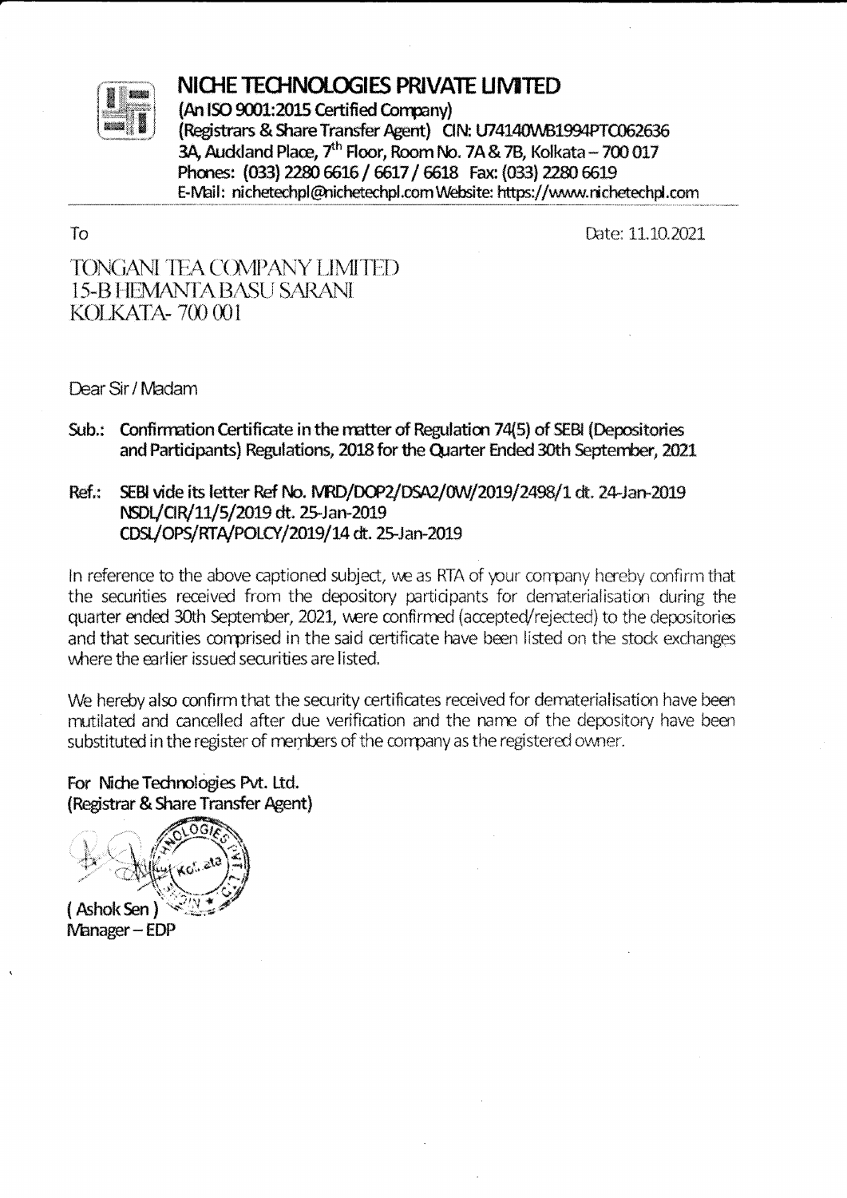# NICHE TECHNOLOGIES PRIVATE LIMITED

(An ISO 9001:2015 Certified Company)
(Registrars & Share Transfer Agent) CIN: U74140WB1994PTC062636
3A, Auckland Place, 7th Floor, Room No. 7A & 7B, Kolkata – 700 017
Phones: (033) 2280 6616 / 6617 / 6618 Fax: (033) 2280 6619
E-Mail: nichetechpl@nichetechpl.com Website: https://www.nichetechpl.com

To

Date: 11.10.2021

TONGANI TEA COMPANY LIMITED
15-B HEMANTA BASU SARANI
KOLKATA- 700 001

Dear Sir / Madam

**Sub.: Confirmation Certificate in the matter of Regulation 74(5) of SEBI (Depositories and Participants) Regulations, 2018 for the Quarter Ended 30th September, 2021**

**Ref.: SEBI vide its letter Ref No. MRD/DOP2/DSA2/OW/2019/2498/1 dt. 24-Jan-2019
NSDL/CIR/11/5/2019 dt. 25-Jan-2019
CDSL/OPS/RTA/POLCY/2019/14 dt. 25-Jan-2019**

In reference to the above captioned subject, we as RTA of your company hereby confirm that the securities received from the depository participants for dematerialisation during the quarter ended 30th September, 2021, were confirmed (accepted/rejected) to the depositories and that securities comprised in the said certificate have been listed on the stock exchanges where the earlier issued securities are listed.

We hereby also confirm that the security certificates received for dematerialisation have been mutilated and cancelled after due verification and the name of the depository have been substituted in the register of members of the company as the registered owner.

**For Niche Technologies Pvt. Ltd.
(Registrar & Share Transfer Agent)**

( Ashok Sen )
Manager – EDP